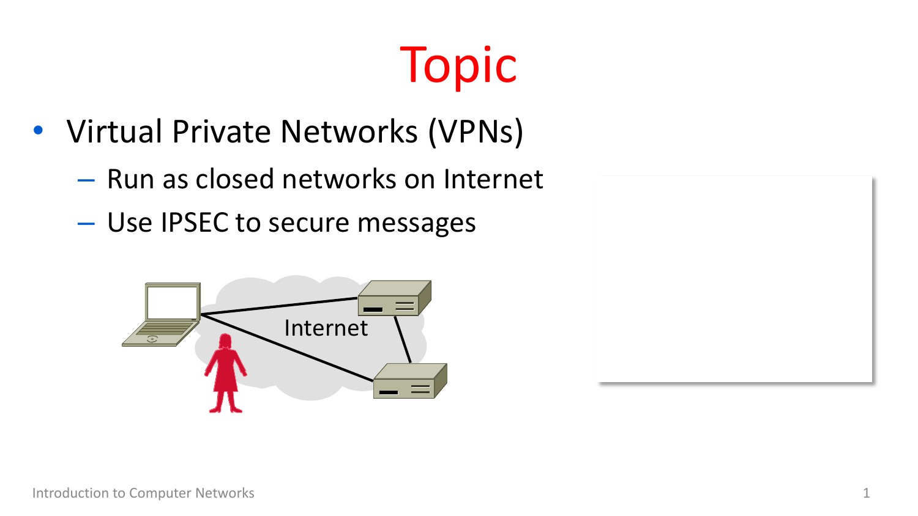# Topic

- Virtual Private Networks (VPNs)
  - Run as closed networks on Internet
  - Use IPSEC to secure messages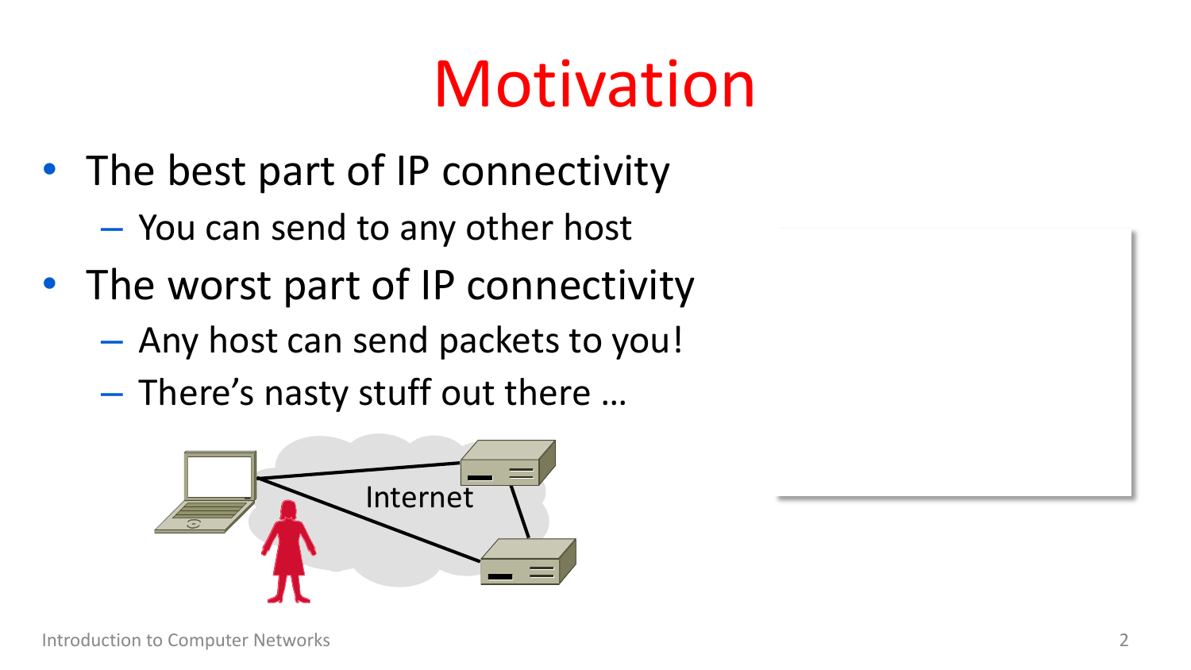# Motivation

- The best part of IP connectivity
  - You can send to any other host
- The worst part of IP connectivity
  - Any host can send packets to you!
  - There's nasty stuff out there …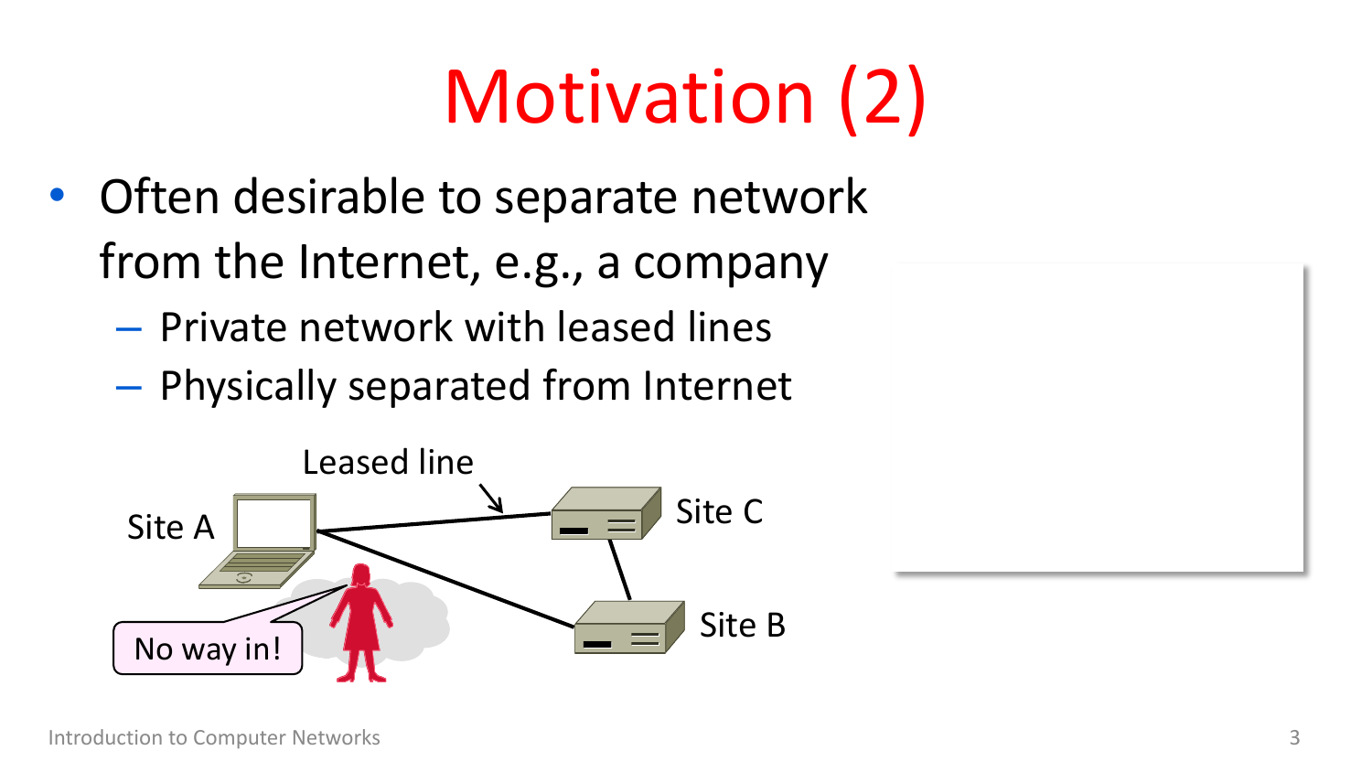# Motivation (2)

- Often desirable to separate network from the Internet, e.g., a company
  - Private network with leased lines
  - Physically separated from Internet

Leased line

Site A

Site C

Site B

No way in!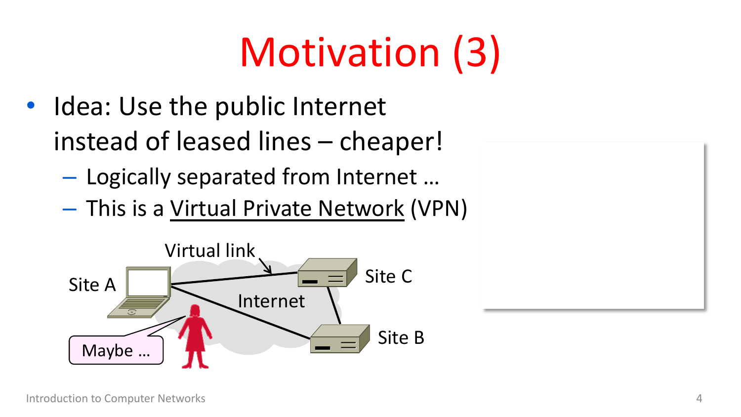# Motivation (3)

- Idea: Use the public Internet instead of leased lines – cheaper!
  - Logically separated from Internet …
  - This is a Virtual Private Network (VPN)

Virtual link

Site A

Site C

Internet

Site B

Maybe …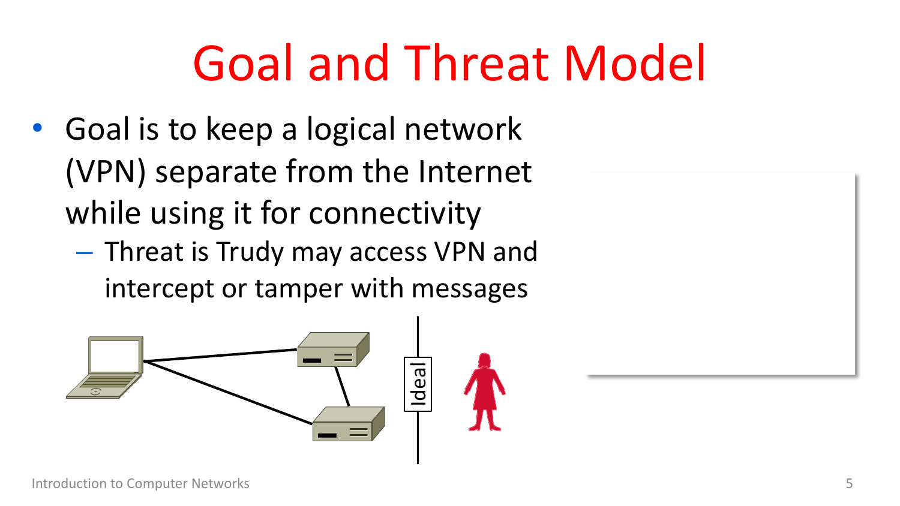# Goal and Threat Model

- Goal is to keep a logical network (VPN) separate from the Internet while using it for connectivity
  - Threat is Trudy may access VPN and intercept or tamper with messages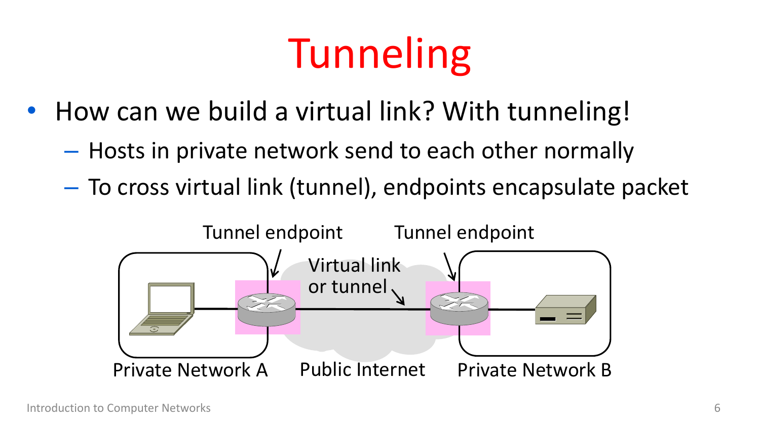# Tunneling

- How can we build a virtual link? With tunneling!
  - Hosts in private network send to each other normally
  - To cross virtual link (tunnel), endpoints encapsulate packet

Tunnel endpoint Tunnel endpoint

Virtual link or tunnel

Private Network A Public Internet Private Network B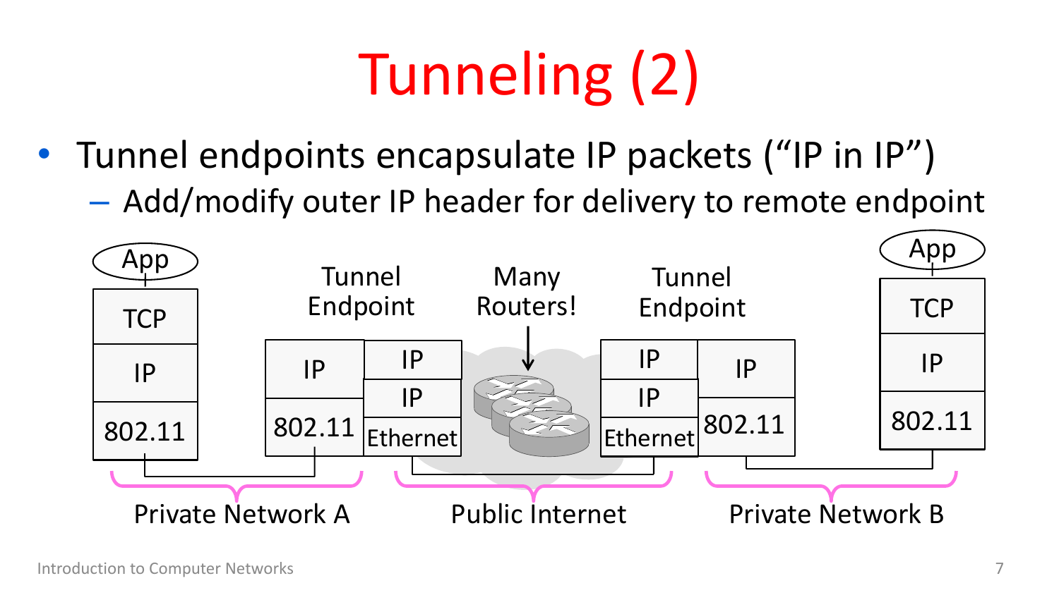# Tunneling (2)

- Tunnel endpoints encapsulate IP packets ("IP in IP")
  - Add/modify outer IP header for delivery to remote endpoint

App | TCP | IP | 802.11

Tunnel Endpoint: IP | 802.11 — IP | IP | Ethernet

Many Routers!

Tunnel Endpoint: IP | IP | Ethernet — IP | 802.11

App | TCP | IP | 802.11

Private Network A — Public Internet — Private Network B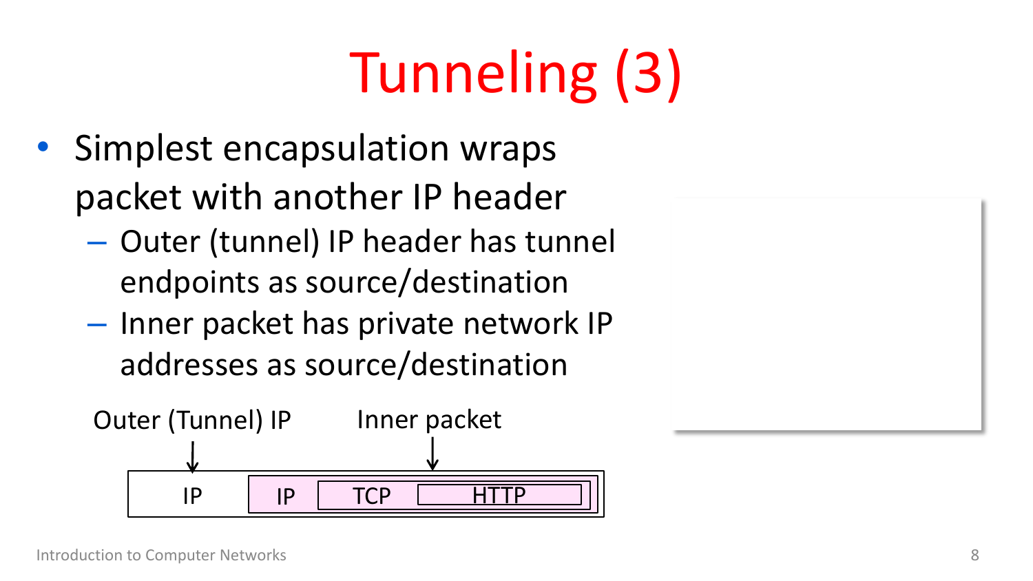# Tunneling (3)

- Simplest encapsulation wraps packet with another IP header
  - Outer (tunnel) IP header has tunnel endpoints as source/destination
  - Inner packet has private network IP addresses as source/destination

Outer (Tunnel) IP — Inner packet

| IP | IP | TCP | HTTP |
|---|---|---|---|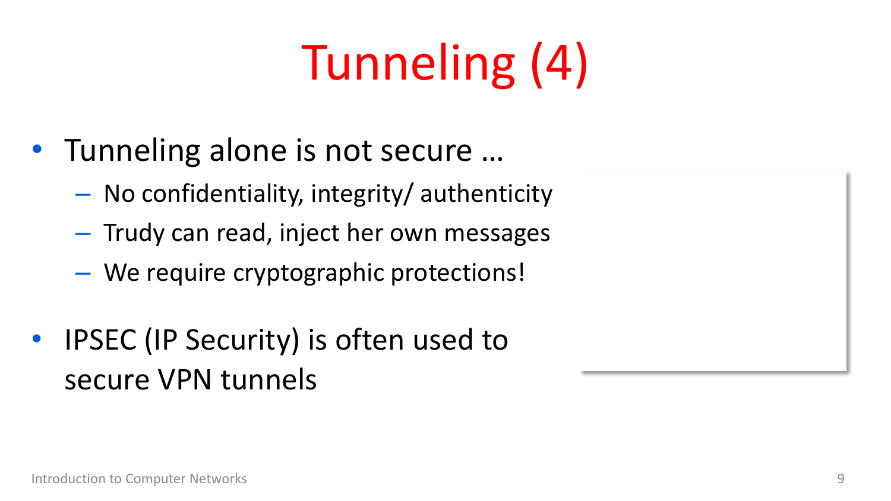# Tunneling (4)

- Tunneling alone is not secure …
  - No confidentiality, integrity/ authenticity
  - Trudy can read, inject her own messages
  - We require cryptographic protections!
- IPSEC (IP Security) is often used to secure VPN tunnels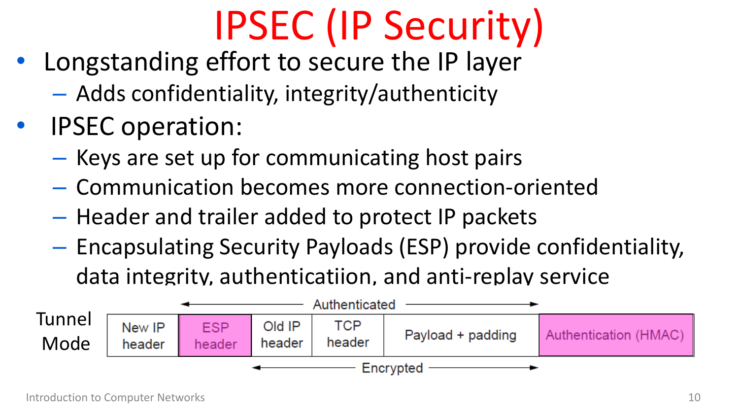# IPSEC (IP Security)

- Longstanding effort to secure the IP layer
  - Adds confidentiality, integrity/authenticity
- IPSEC operation:
  - Keys are set up for communicating host pairs
  - Communication becomes more connection-oriented
  - Header and trailer added to protect IP packets
  - Encapsulating Security Payloads (ESP) provide confidentiality, data integrity, authenticatiion, and anti-replay service

Tunnel Mode

| New IP header | ESP header | Old IP header | TCP header | Payload + padding | Authentication (HMAC) |
|---|---|---|---|---|---|

Authenticated: ESP header through Payload + padding

Encrypted: Old IP header through Payload + padding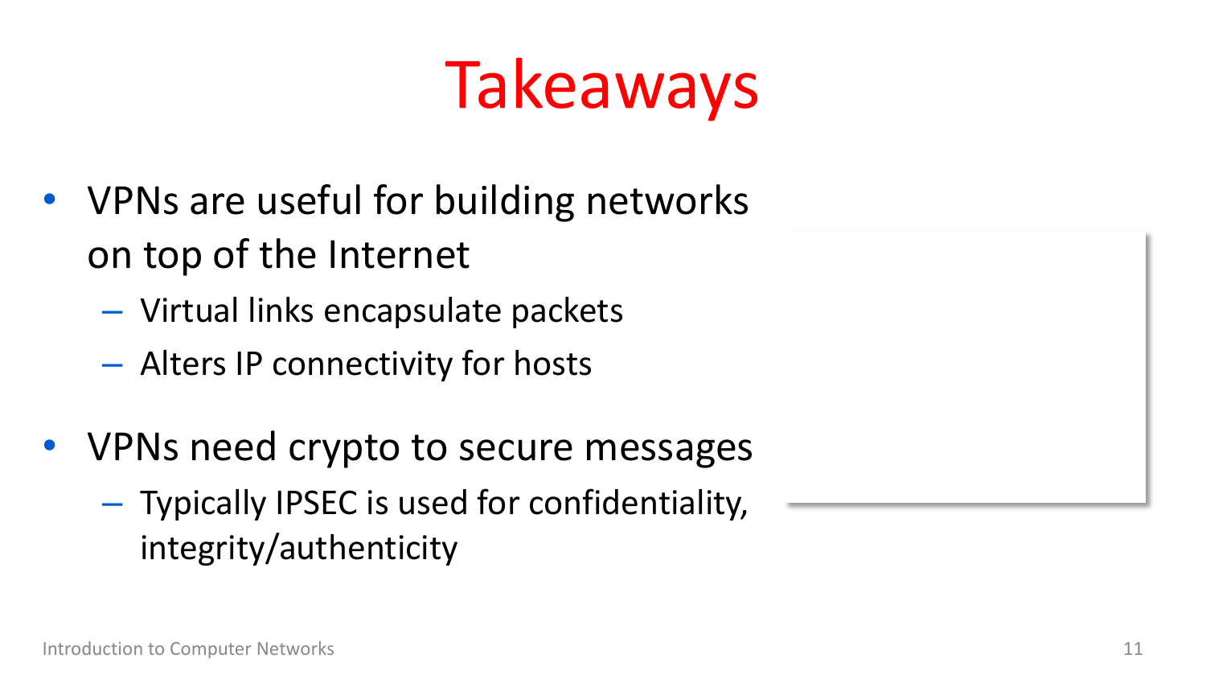# Takeaways

- VPNs are useful for building networks on top of the Internet
  - Virtual links encapsulate packets
  - Alters IP connectivity for hosts
- VPNs need crypto to secure messages
  - Typically IPSEC is used for confidentiality, integrity/authenticity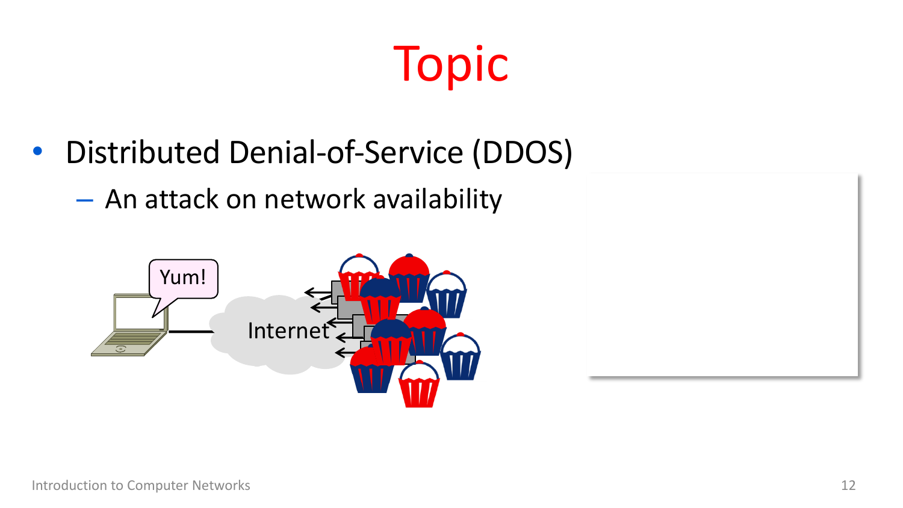# Topic

- Distributed Denial-of-Service (DDOS)
  - An attack on network availability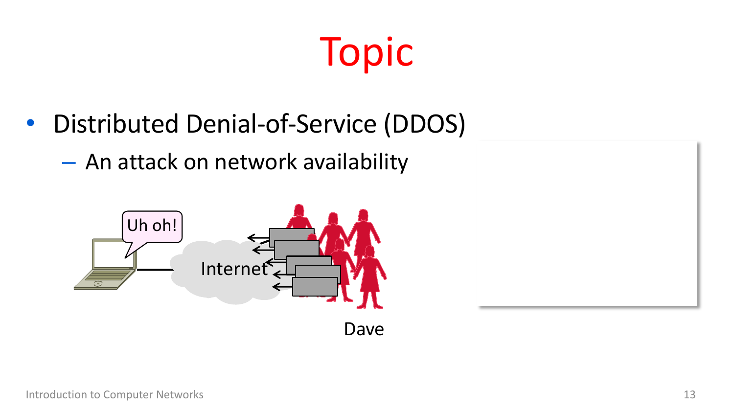# Topic

- Distributed Denial-of-Service (DDOS)
  - An attack on network availability

Uh oh!

Internet

Dave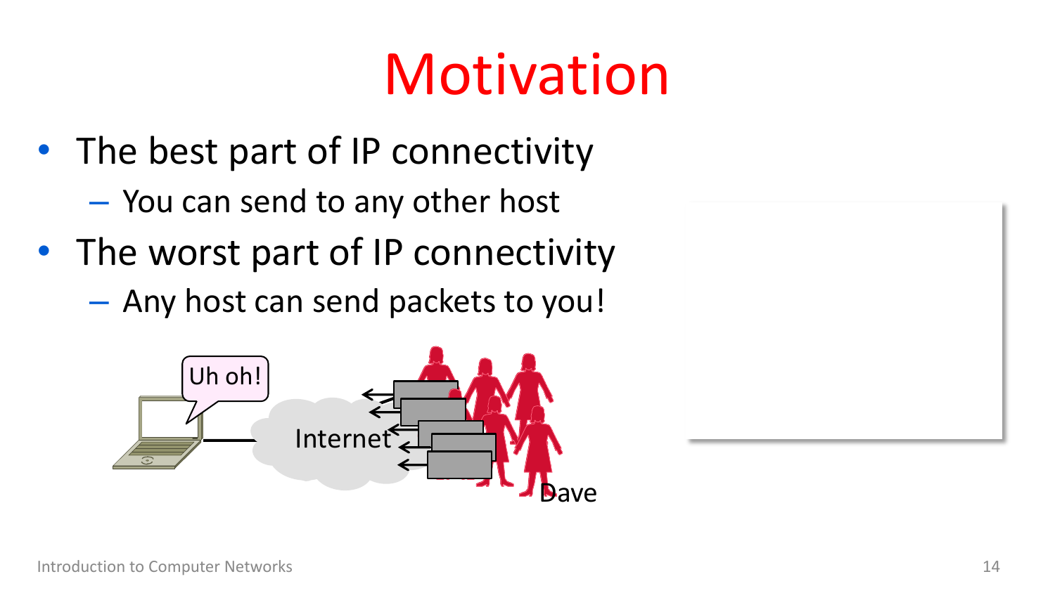# Motivation

- The best part of IP connectivity
  - You can send to any other host
- The worst part of IP connectivity
  - Any host can send packets to you!

Uh oh!

Internet

Dave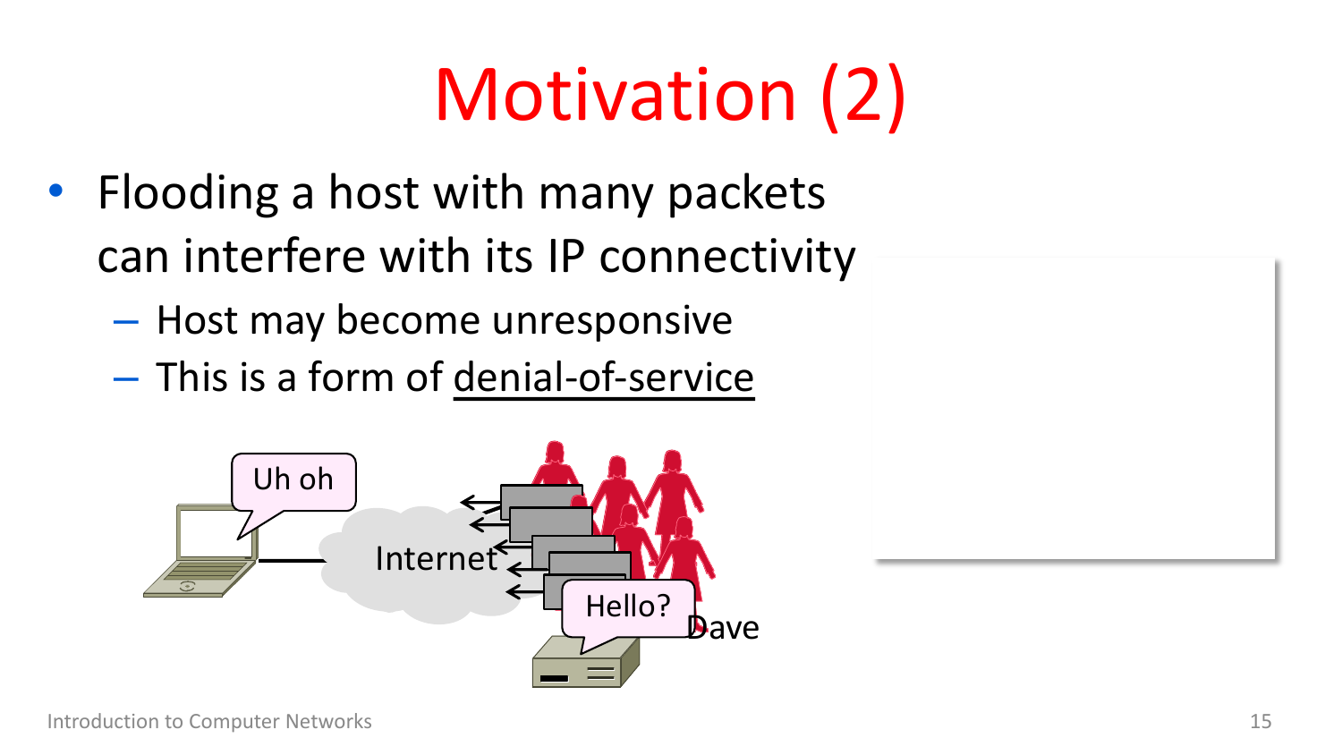# Motivation (2)

- Flooding a host with many packets can interfere with its IP connectivity
  - Host may become unresponsive
  - This is a form of <u>denial-of-service</u>

Uh oh

Internet

Hello?

Dave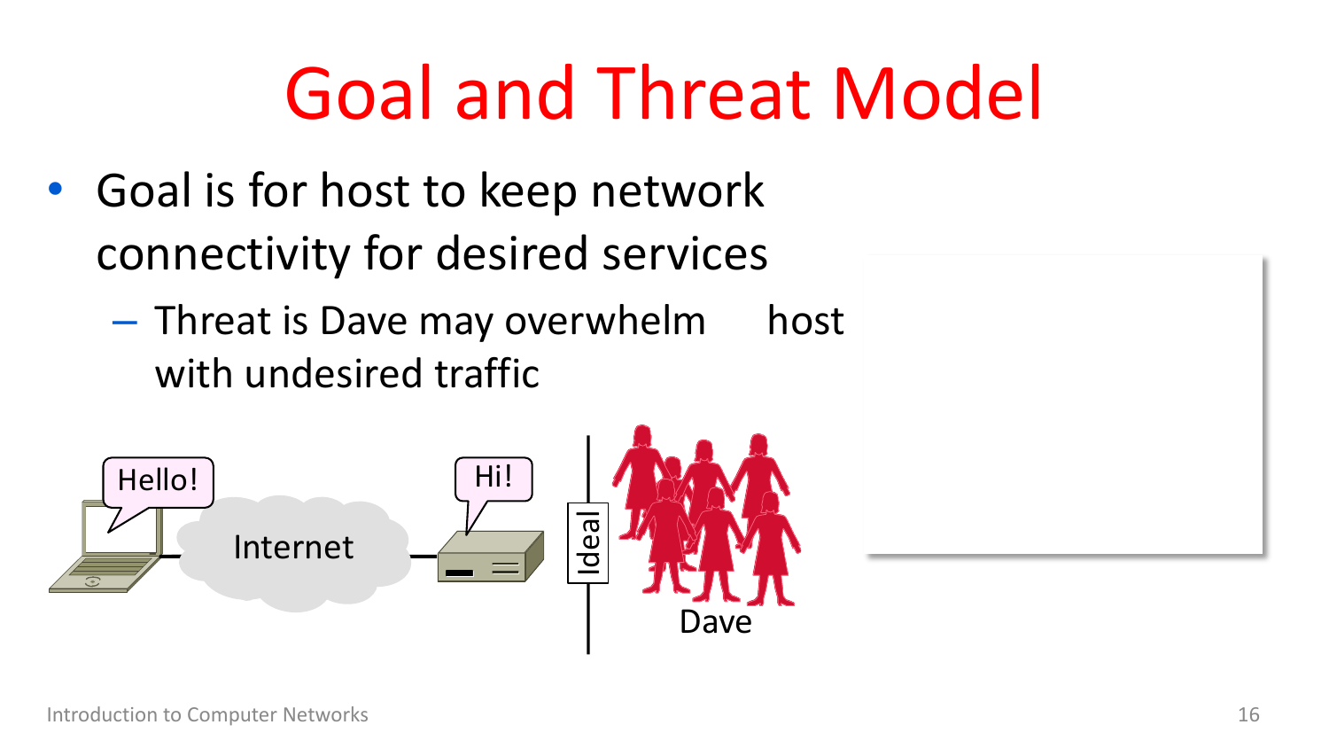# Goal and Threat Model

- Goal is for host to keep network connectivity for desired services
  - Threat is Dave may overwhelm host with undesired traffic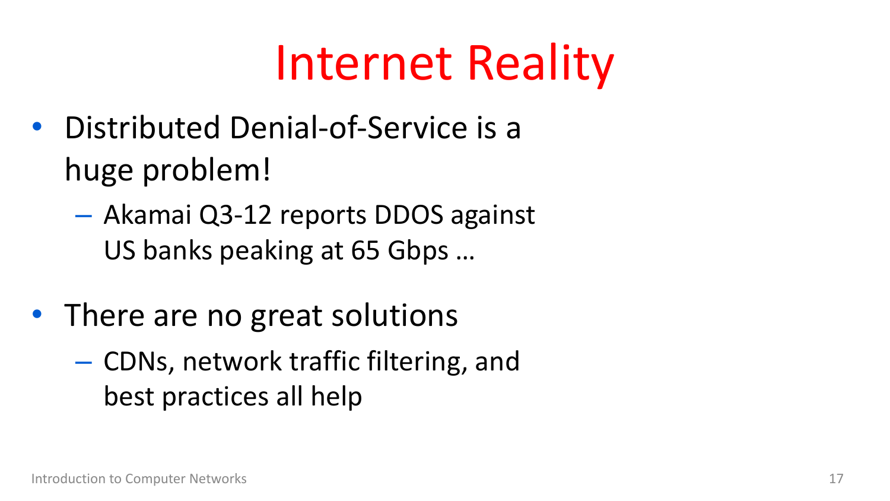# Internet Reality

- Distributed Denial-of-Service is a huge problem!
  - Akamai Q3-12 reports DDOS against US banks peaking at 65 Gbps …
- There are no great solutions
  - CDNs, network traffic filtering, and best practices all help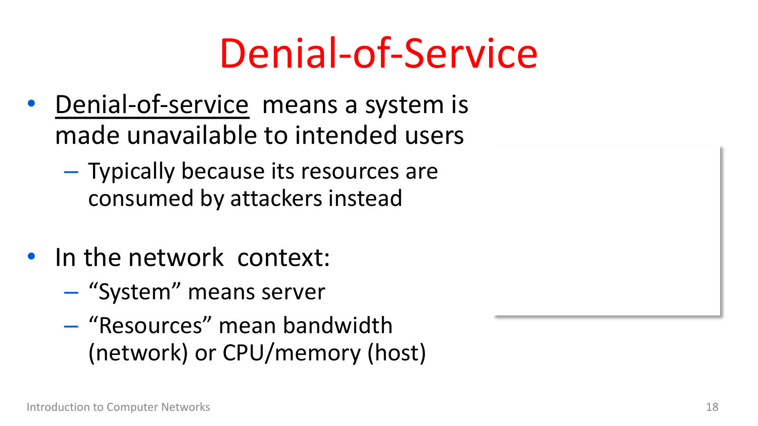# Denial-of-Service

- Denial-of-service means a system is made unavailable to intended users
  - Typically because its resources are consumed by attackers instead

- In the network context:
  - "System" means server
  - "Resources" mean bandwidth (network) or CPU/memory (host)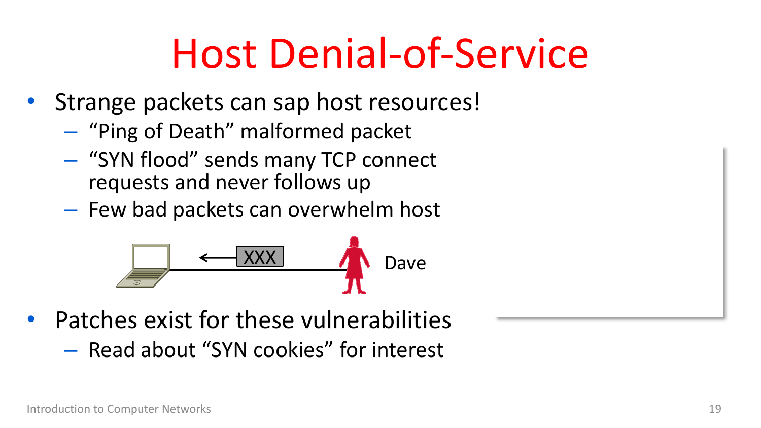# Host Denial-of-Service

- Strange packets can sap host resources!
  - "Ping of Death" malformed packet
  - "SYN flood" sends many TCP connect requests and never follows up
  - Few bad packets can overwhelm host

XXX

Dave

- Patches exist for these vulnerabilities
  - Read about "SYN cookies" for interest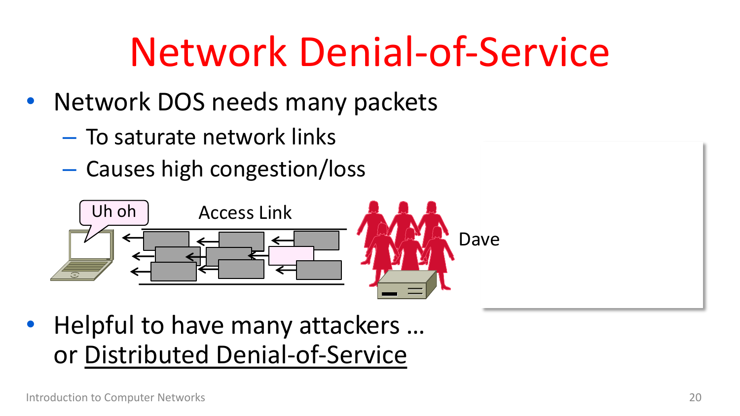# Network Denial-of-Service

- Network DOS needs many packets
  - To saturate network links
  - Causes high congestion/loss

Uh oh

Access Link

Dave

- Helpful to have many attackers … or Distributed Denial-of-Service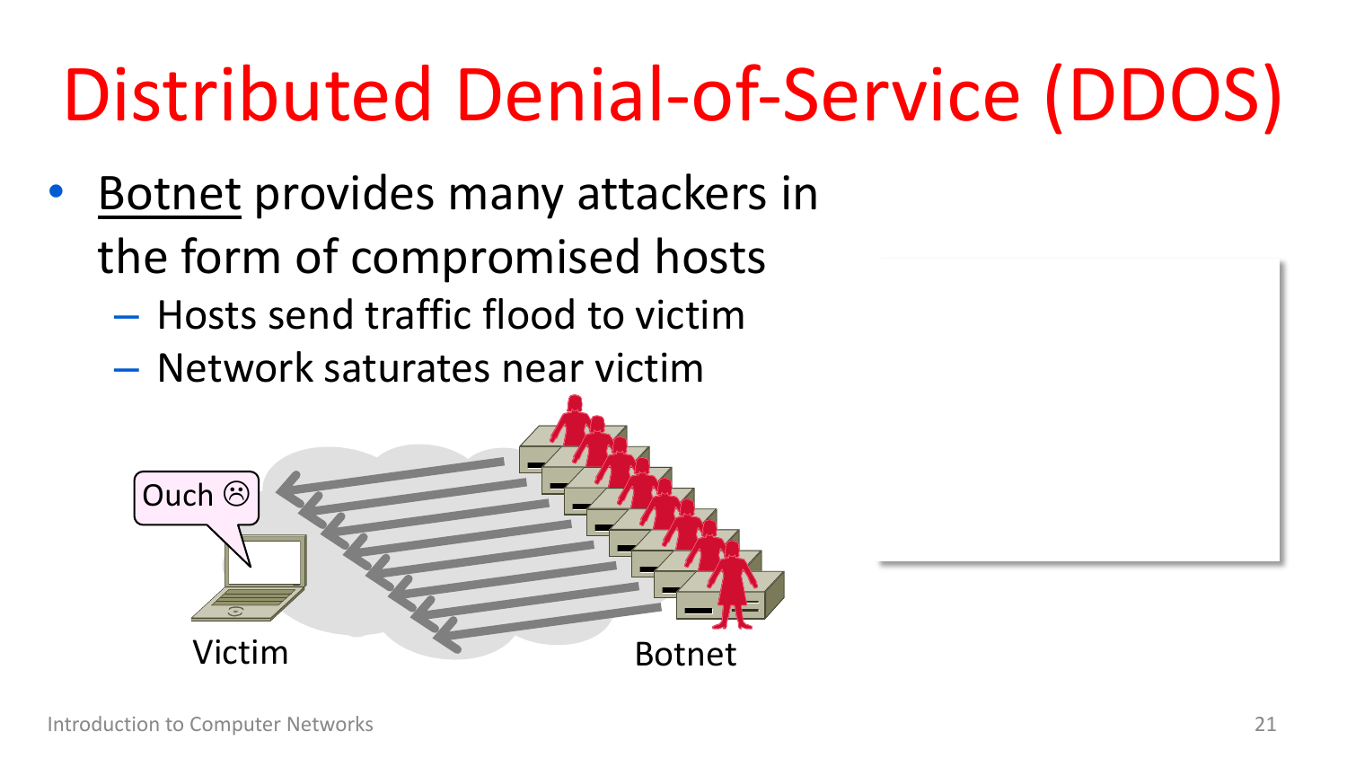# Distributed Denial-of-Service (DDOS)

- Botnet provides many attackers in the form of compromised hosts
  - Hosts send traffic flood to victim
  - Network saturates near victim

Ouch ☹

Victim

Botnet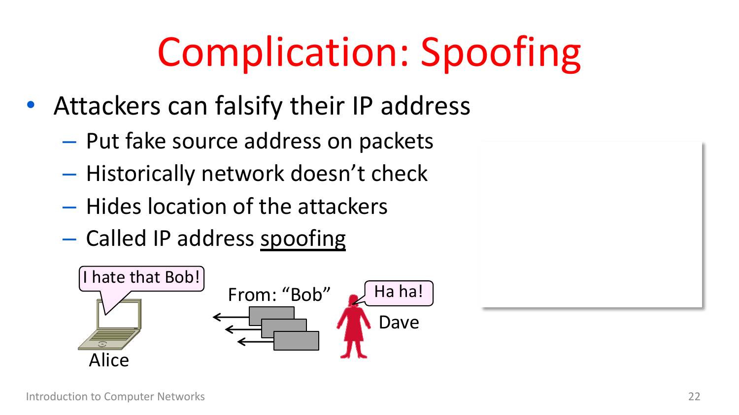# Complication: Spoofing

- Attackers can falsify their IP address
  - Put fake source address on packets
  - Historically network doesn't check
  - Hides location of the attackers
  - Called IP address <u>spoofing</u>

I hate that Bob!

From: "Bob"

Ha ha!

Dave

Alice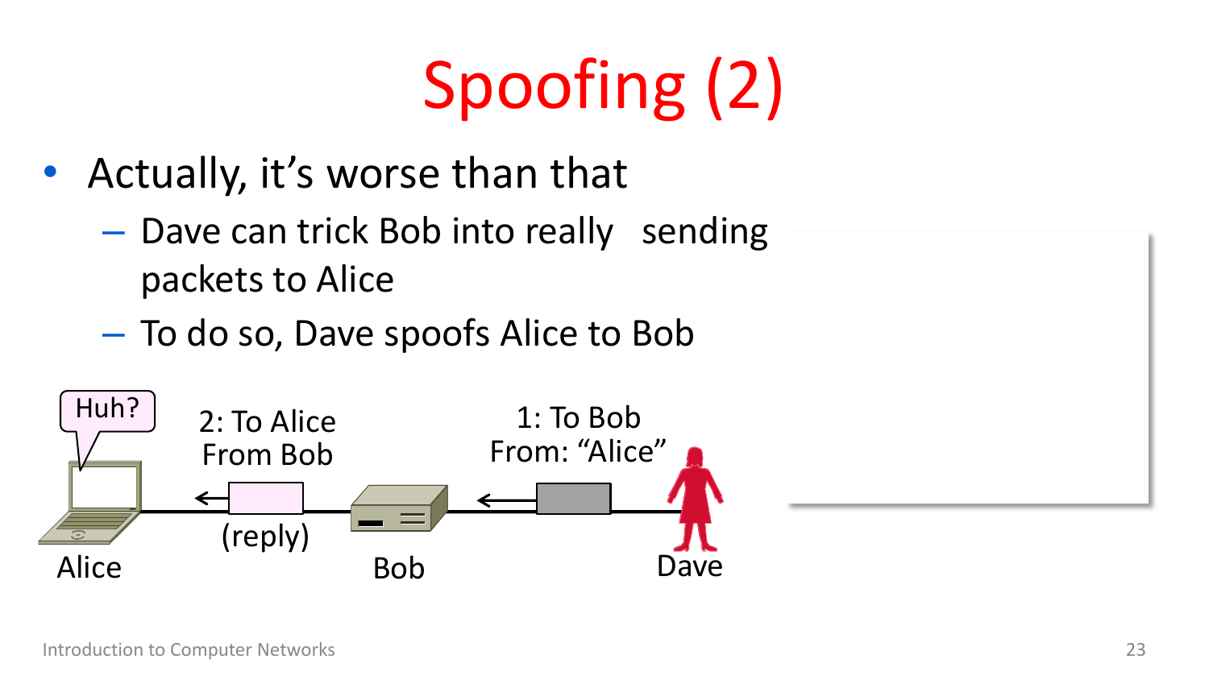# Spoofing (2)

- Actually, it's worse than that
  - Dave can trick Bob into really sending packets to Alice
  - To do so, Dave spoofs Alice to Bob

Huh?

2: To Alice
From Bob

(reply)

1: To Bob
From: "Alice"

Alice

Bob

Dave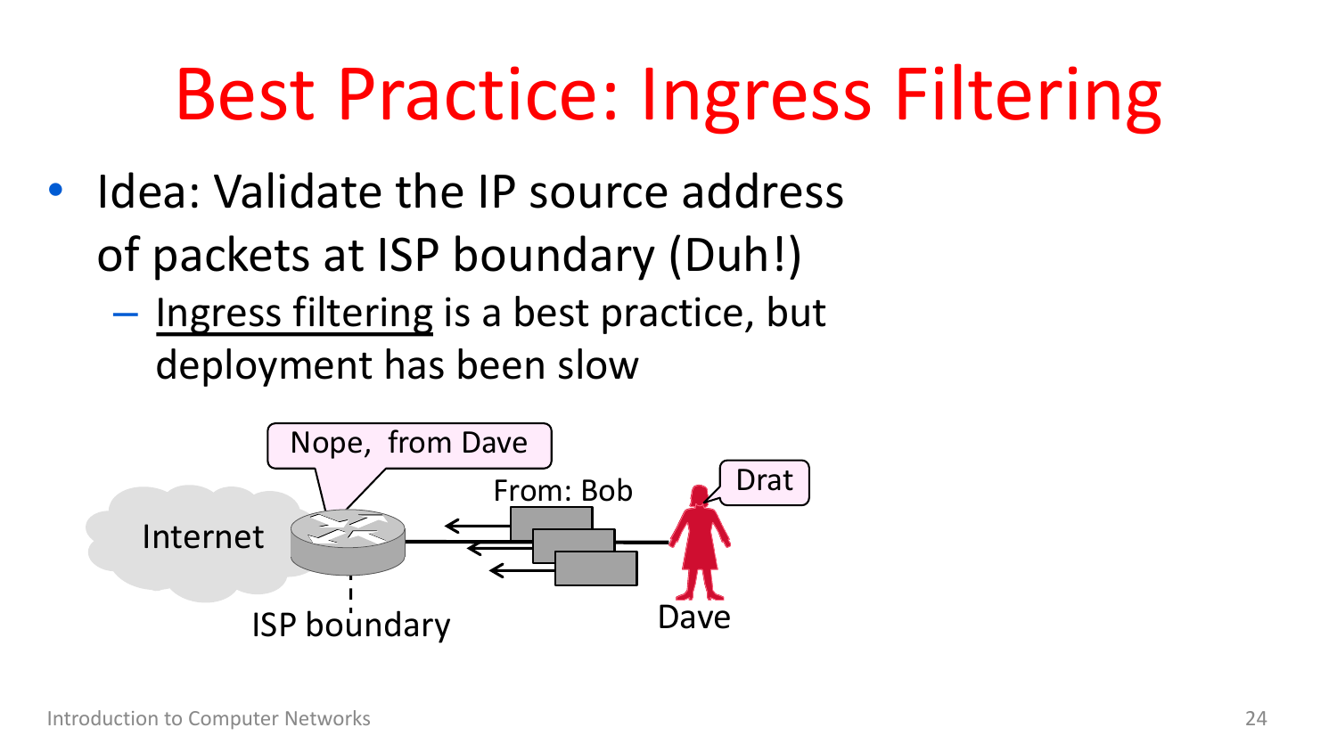# Best Practice: Ingress Filtering

- Idea: Validate the IP source address of packets at ISP boundary (Duh!)
  - Ingress filtering is a best practice, but deployment has been slow

Nope, from Dave

From: Bob

Drat

Internet

ISP boundary

Dave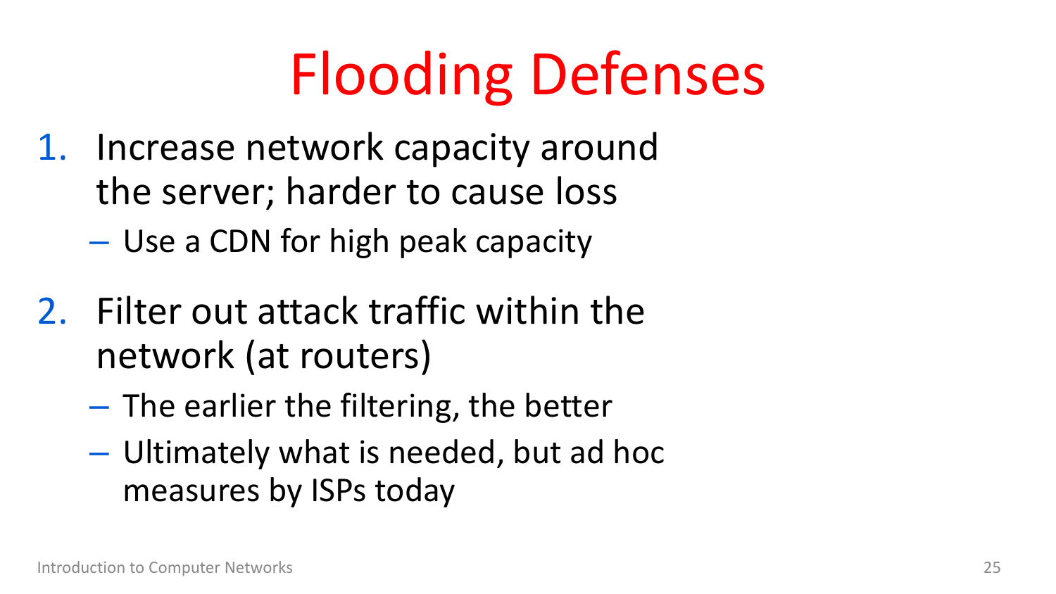# Flooding Defenses

1. Increase network capacity around the server; harder to cause loss
   - Use a CDN for high peak capacity
2. Filter out attack traffic within the network (at routers)
   - The earlier the filtering, the better
   - Ultimately what is needed, but ad hoc measures by ISPs today